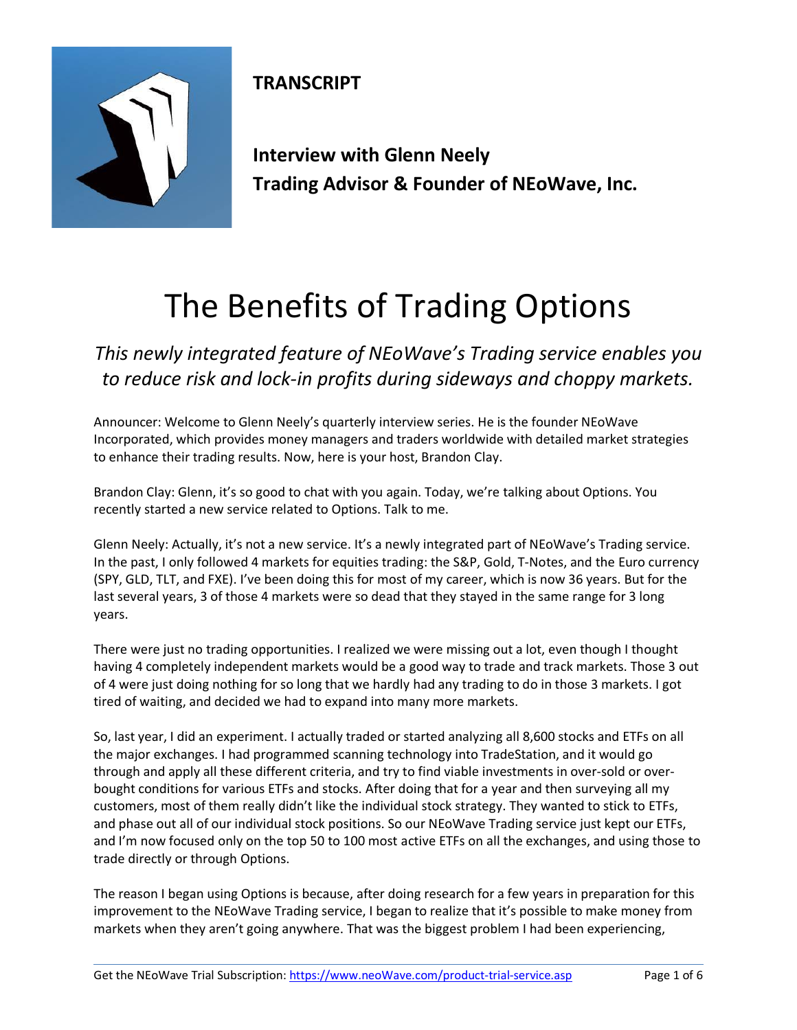**TRANSCRIPT**

**Interview with Glenn Neely**
**Trading Advisor & Founder of NEoWave, Inc.**

# The Benefits of Trading Options

*This newly integrated feature of NEoWave's Trading service enables you to reduce risk and lock-in profits during sideways and choppy markets.*

Announcer: Welcome to Glenn Neely's quarterly interview series. He is the founder NEoWave Incorporated, which provides money managers and traders worldwide with detailed market strategies to enhance their trading results. Now, here is your host, Brandon Clay.

Brandon Clay: Glenn, it's so good to chat with you again. Today, we're talking about Options. You recently started a new service related to Options. Talk to me.

Glenn Neely: Actually, it's not a new service. It's a newly integrated part of NEoWave's Trading service. In the past, I only followed 4 markets for equities trading: the S&P, Gold, T-Notes, and the Euro currency (SPY, GLD, TLT, and FXE). I've been doing this for most of my career, which is now 36 years. But for the last several years, 3 of those 4 markets were so dead that they stayed in the same range for 3 long years.

There were just no trading opportunities. I realized we were missing out a lot, even though I thought having 4 completely independent markets would be a good way to trade and track markets. Those 3 out of 4 were just doing nothing for so long that we hardly had any trading to do in those 3 markets. I got tired of waiting, and decided we had to expand into many more markets.

So, last year, I did an experiment. I actually traded or started analyzing all 8,600 stocks and ETFs on all the major exchanges. I had programmed scanning technology into TradeStation, and it would go through and apply all these different criteria, and try to find viable investments in over-sold or over-bought conditions for various ETFs and stocks. After doing that for a year and then surveying all my customers, most of them really didn't like the individual stock strategy. They wanted to stick to ETFs, and phase out all of our individual stock positions. So our NEoWave Trading service just kept our ETFs, and I'm now focused only on the top 50 to 100 most active ETFs on all the exchanges, and using those to trade directly or through Options.

The reason I began using Options is because, after doing research for a few years in preparation for this improvement to the NEoWave Trading service, I began to realize that it's possible to make money from markets when they aren't going anywhere. That was the biggest problem I had been experiencing,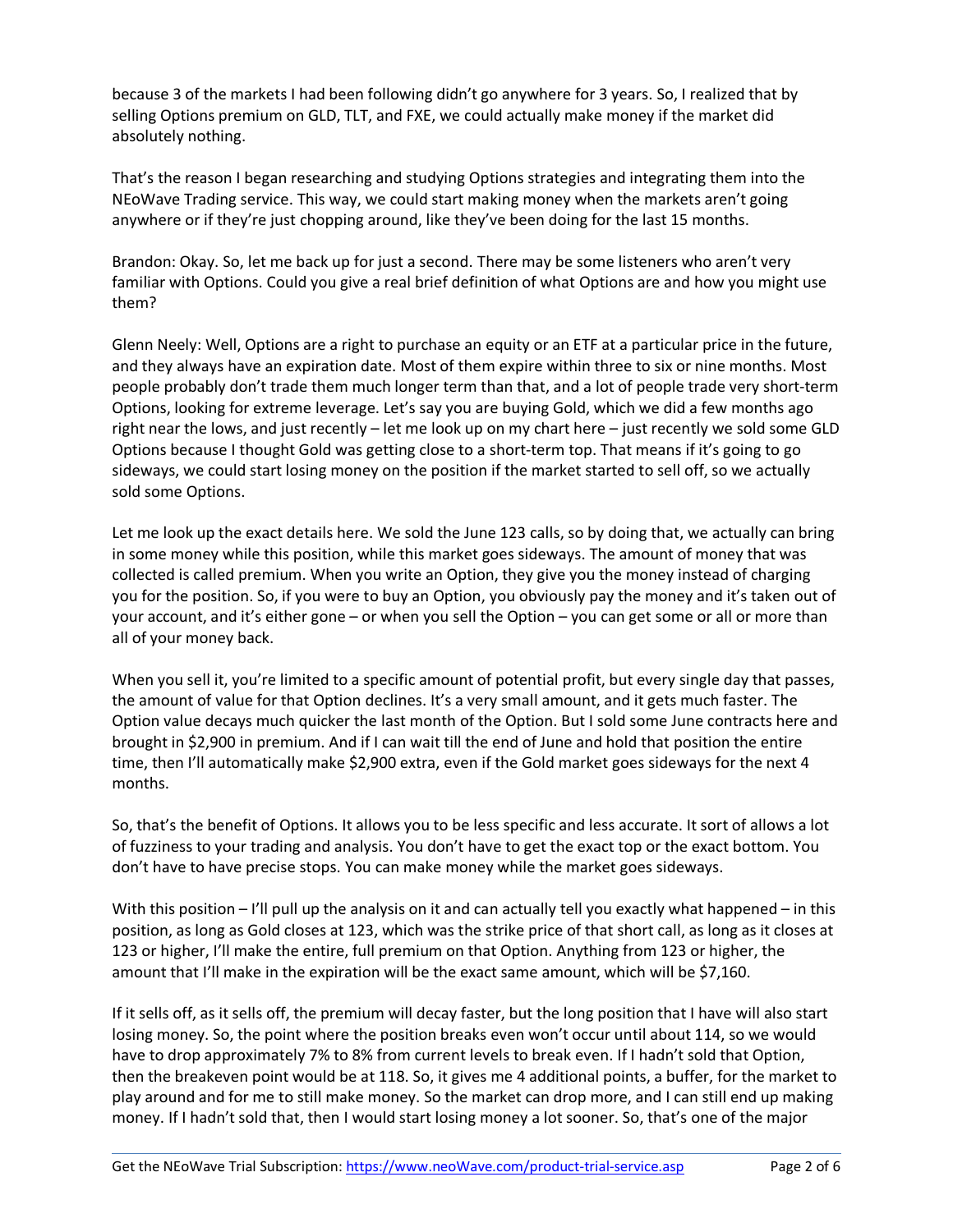because 3 of the markets I had been following didn't go anywhere for 3 years. So, I realized that by selling Options premium on GLD, TLT, and FXE, we could actually make money if the market did absolutely nothing.

That's the reason I began researching and studying Options strategies and integrating them into the NEoWave Trading service. This way, we could start making money when the markets aren't going anywhere or if they're just chopping around, like they've been doing for the last 15 months.

Brandon: Okay. So, let me back up for just a second. There may be some listeners who aren't very familiar with Options. Could you give a real brief definition of what Options are and how you might use them?

Glenn Neely: Well, Options are a right to purchase an equity or an ETF at a particular price in the future, and they always have an expiration date. Most of them expire within three to six or nine months. Most people probably don't trade them much longer term than that, and a lot of people trade very short-term Options, looking for extreme leverage. Let's say you are buying Gold, which we did a few months ago right near the lows, and just recently – let me look up on my chart here – just recently we sold some GLD Options because I thought Gold was getting close to a short-term top. That means if it's going to go sideways, we could start losing money on the position if the market started to sell off, so we actually sold some Options.

Let me look up the exact details here. We sold the June 123 calls, so by doing that, we actually can bring in some money while this position, while this market goes sideways. The amount of money that was collected is called premium. When you write an Option, they give you the money instead of charging you for the position. So, if you were to buy an Option, you obviously pay the money and it's taken out of your account, and it's either gone – or when you sell the Option – you can get some or all or more than all of your money back.

When you sell it, you're limited to a specific amount of potential profit, but every single day that passes, the amount of value for that Option declines. It's a very small amount, and it gets much faster. The Option value decays much quicker the last month of the Option. But I sold some June contracts here and brought in $2,900 in premium. And if I can wait till the end of June and hold that position the entire time, then I'll automatically make $2,900 extra, even if the Gold market goes sideways for the next 4 months.

So, that's the benefit of Options. It allows you to be less specific and less accurate. It sort of allows a lot of fuzziness to your trading and analysis. You don't have to get the exact top or the exact bottom. You don't have to have precise stops. You can make money while the market goes sideways.

With this position – I'll pull up the analysis on it and can actually tell you exactly what happened – in this position, as long as Gold closes at 123, which was the strike price of that short call, as long as it closes at 123 or higher, I'll make the entire, full premium on that Option. Anything from 123 or higher, the amount that I'll make in the expiration will be the exact same amount, which will be $7,160.

If it sells off, as it sells off, the premium will decay faster, but the long position that I have will also start losing money. So, the point where the position breaks even won't occur until about 114, so we would have to drop approximately 7% to 8% from current levels to break even. If I hadn't sold that Option, then the breakeven point would be at 118. So, it gives me 4 additional points, a buffer, for the market to play around and for me to still make money. So the market can drop more, and I can still end up making money. If I hadn't sold that, then I would start losing money a lot sooner. So, that's one of the major

Get the NEoWave Trial Subscription: https://www.neoWave.com/product-trial-service.asp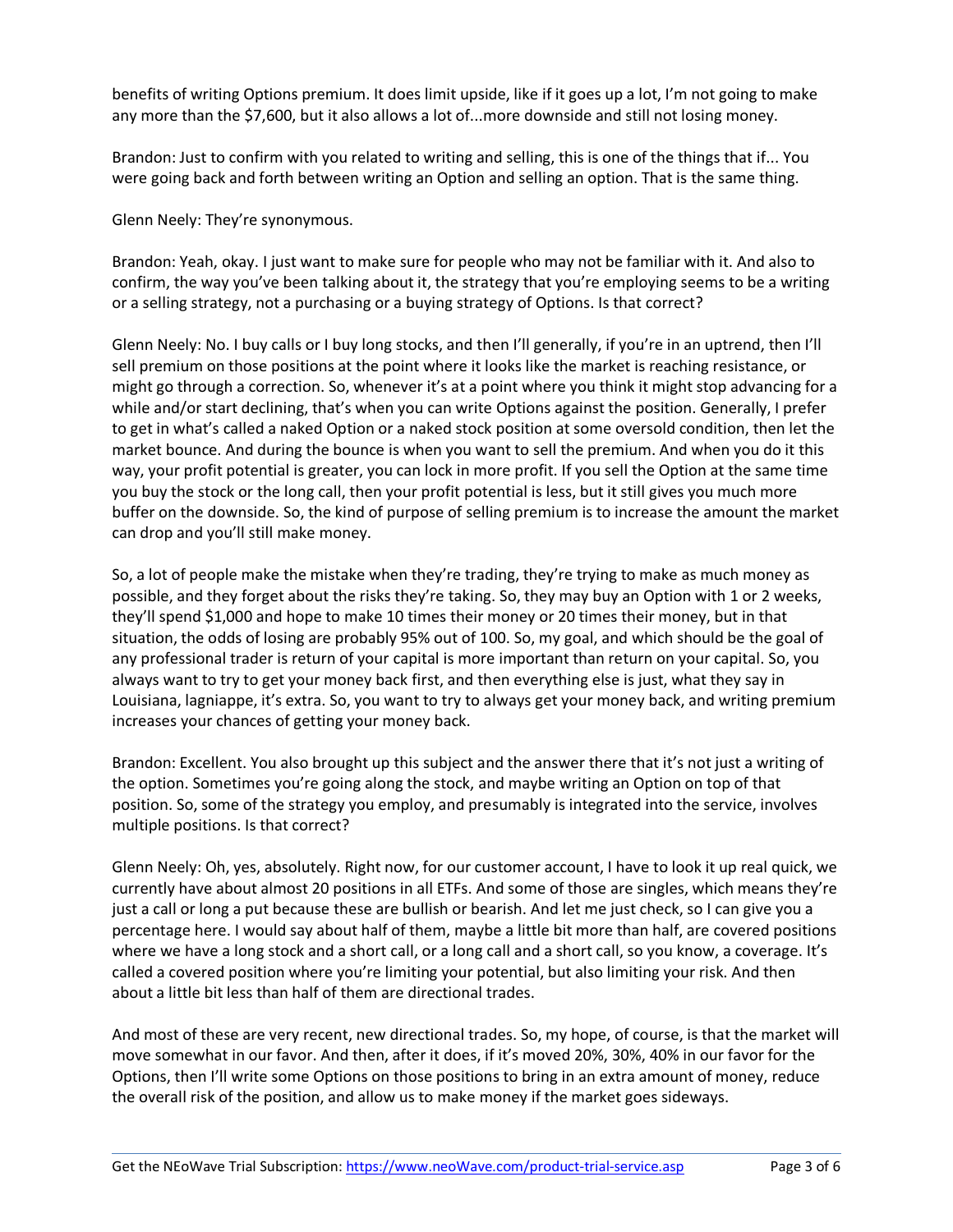benefits of writing Options premium. It does limit upside, like if it goes up a lot, I'm not going to make any more than the $7,600, but it also allows a lot of...more downside and still not losing money.

Brandon: Just to confirm with you related to writing and selling, this is one of the things that if... You were going back and forth between writing an Option and selling an option. That is the same thing.

Glenn Neely: They're synonymous.

Brandon: Yeah, okay. I just want to make sure for people who may not be familiar with it. And also to confirm, the way you've been talking about it, the strategy that you're employing seems to be a writing or a selling strategy, not a purchasing or a buying strategy of Options. Is that correct?

Glenn Neely: No. I buy calls or I buy long stocks, and then I'll generally, if you're in an uptrend, then I'll sell premium on those positions at the point where it looks like the market is reaching resistance, or might go through a correction. So, whenever it's at a point where you think it might stop advancing for a while and/or start declining, that's when you can write Options against the position. Generally, I prefer to get in what's called a naked Option or a naked stock position at some oversold condition, then let the market bounce. And during the bounce is when you want to sell the premium. And when you do it this way, your profit potential is greater, you can lock in more profit. If you sell the Option at the same time you buy the stock or the long call, then your profit potential is less, but it still gives you much more buffer on the downside. So, the kind of purpose of selling premium is to increase the amount the market can drop and you'll still make money.

So, a lot of people make the mistake when they're trading, they're trying to make as much money as possible, and they forget about the risks they're taking. So, they may buy an Option with 1 or 2 weeks, they'll spend $1,000 and hope to make 10 times their money or 20 times their money, but in that situation, the odds of losing are probably 95% out of 100. So, my goal, and which should be the goal of any professional trader is return of your capital is more important than return on your capital. So, you always want to try to get your money back first, and then everything else is just, what they say in Louisiana, lagniappe, it's extra. So, you want to try to always get your money back, and writing premium increases your chances of getting your money back.

Brandon: Excellent. You also brought up this subject and the answer there that it's not just a writing of the option. Sometimes you're going along the stock, and maybe writing an Option on top of that position. So, some of the strategy you employ, and presumably is integrated into the service, involves multiple positions. Is that correct?

Glenn Neely: Oh, yes, absolutely. Right now, for our customer account, I have to look it up real quick, we currently have about almost 20 positions in all ETFs. And some of those are singles, which means they're just a call or long a put because these are bullish or bearish. And let me just check, so I can give you a percentage here. I would say about half of them, maybe a little bit more than half, are covered positions where we have a long stock and a short call, or a long call and a short call, so you know, a coverage. It's called a covered position where you're limiting your potential, but also limiting your risk. And then about a little bit less than half of them are directional trades.

And most of these are very recent, new directional trades. So, my hope, of course, is that the market will move somewhat in our favor. And then, after it does, if it's moved 20%, 30%, 40% in our favor for the Options, then I'll write some Options on those positions to bring in an extra amount of money, reduce the overall risk of the position, and allow us to make money if the market goes sideways.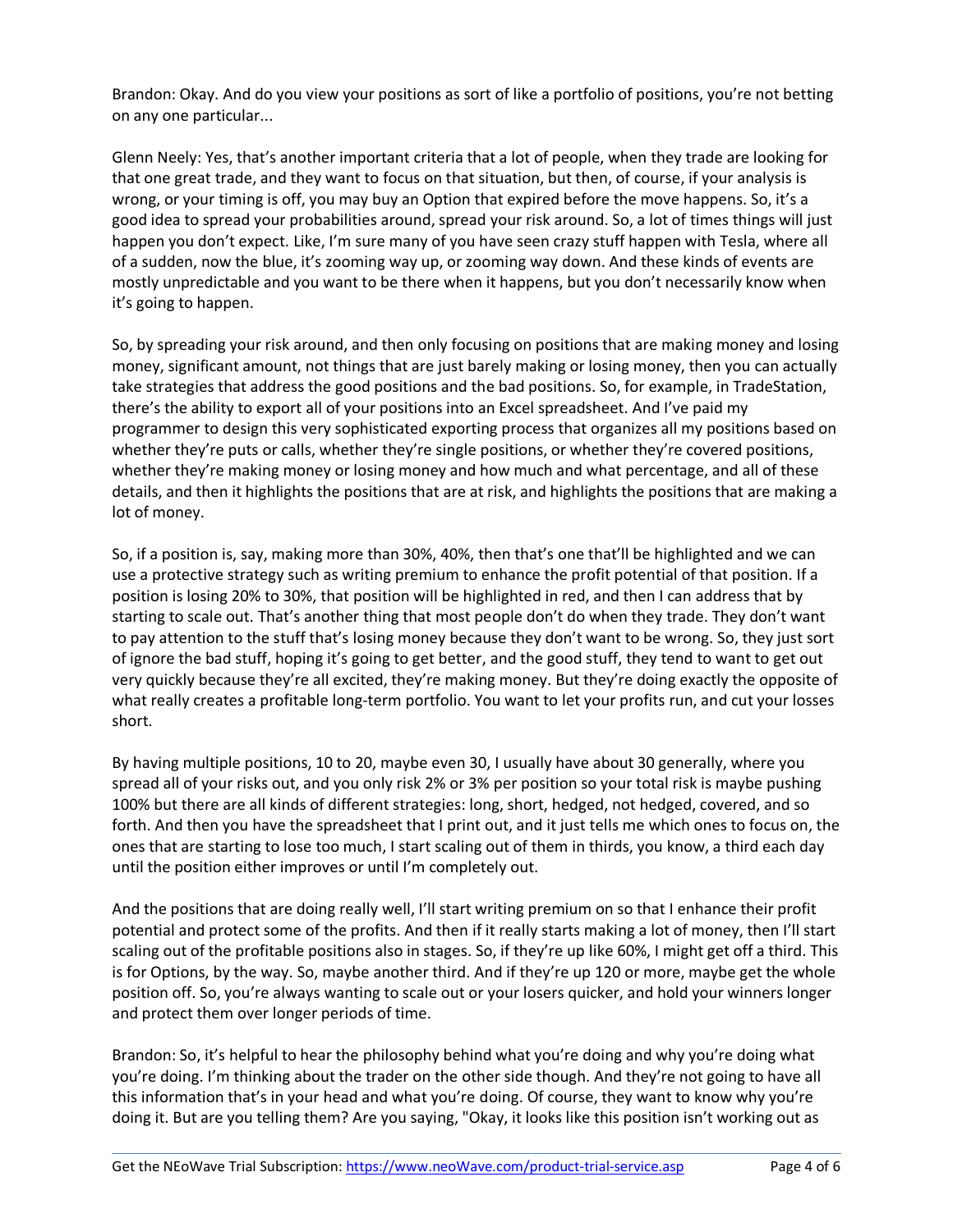Brandon: Okay. And do you view your positions as sort of like a portfolio of positions, you're not betting on any one particular...

Glenn Neely: Yes, that's another important criteria that a lot of people, when they trade are looking for that one great trade, and they want to focus on that situation, but then, of course, if your analysis is wrong, or your timing is off, you may buy an Option that expired before the move happens. So, it's a good idea to spread your probabilities around, spread your risk around. So, a lot of times things will just happen you don't expect. Like, I'm sure many of you have seen crazy stuff happen with Tesla, where all of a sudden, now the blue, it's zooming way up, or zooming way down. And these kinds of events are mostly unpredictable and you want to be there when it happens, but you don't necessarily know when it's going to happen.

So, by spreading your risk around, and then only focusing on positions that are making money and losing money, significant amount, not things that are just barely making or losing money, then you can actually take strategies that address the good positions and the bad positions. So, for example, in TradeStation, there's the ability to export all of your positions into an Excel spreadsheet. And I've paid my programmer to design this very sophisticated exporting process that organizes all my positions based on whether they're puts or calls, whether they're single positions, or whether they're covered positions, whether they're making money or losing money and how much and what percentage, and all of these details, and then it highlights the positions that are at risk, and highlights the positions that are making a lot of money.

So, if a position is, say, making more than 30%, 40%, then that's one that'll be highlighted and we can use a protective strategy such as writing premium to enhance the profit potential of that position. If a position is losing 20% to 30%, that position will be highlighted in red, and then I can address that by starting to scale out. That's another thing that most people don't do when they trade. They don't want to pay attention to the stuff that's losing money because they don't want to be wrong. So, they just sort of ignore the bad stuff, hoping it's going to get better, and the good stuff, they tend to want to get out very quickly because they're all excited, they're making money. But they're doing exactly the opposite of what really creates a profitable long-term portfolio. You want to let your profits run, and cut your losses short.

By having multiple positions, 10 to 20, maybe even 30, I usually have about 30 generally, where you spread all of your risks out, and you only risk 2% or 3% per position so your total risk is maybe pushing 100% but there are all kinds of different strategies: long, short, hedged, not hedged, covered, and so forth. And then you have the spreadsheet that I print out, and it just tells me which ones to focus on, the ones that are starting to lose too much, I start scaling out of them in thirds, you know, a third each day until the position either improves or until I'm completely out.

And the positions that are doing really well, I'll start writing premium on so that I enhance their profit potential and protect some of the profits. And then if it really starts making a lot of money, then I'll start scaling out of the profitable positions also in stages. So, if they're up like 60%, I might get off a third. This is for Options, by the way. So, maybe another third. And if they're up 120 or more, maybe get the whole position off. So, you're always wanting to scale out or your losers quicker, and hold your winners longer and protect them over longer periods of time.

Brandon: So, it's helpful to hear the philosophy behind what you're doing and why you're doing what you're doing. I'm thinking about the trader on the other side though. And they're not going to have all this information that's in your head and what you're doing. Of course, they want to know why you're doing it. But are you telling them? Are you saying, "Okay, it looks like this position isn't working out as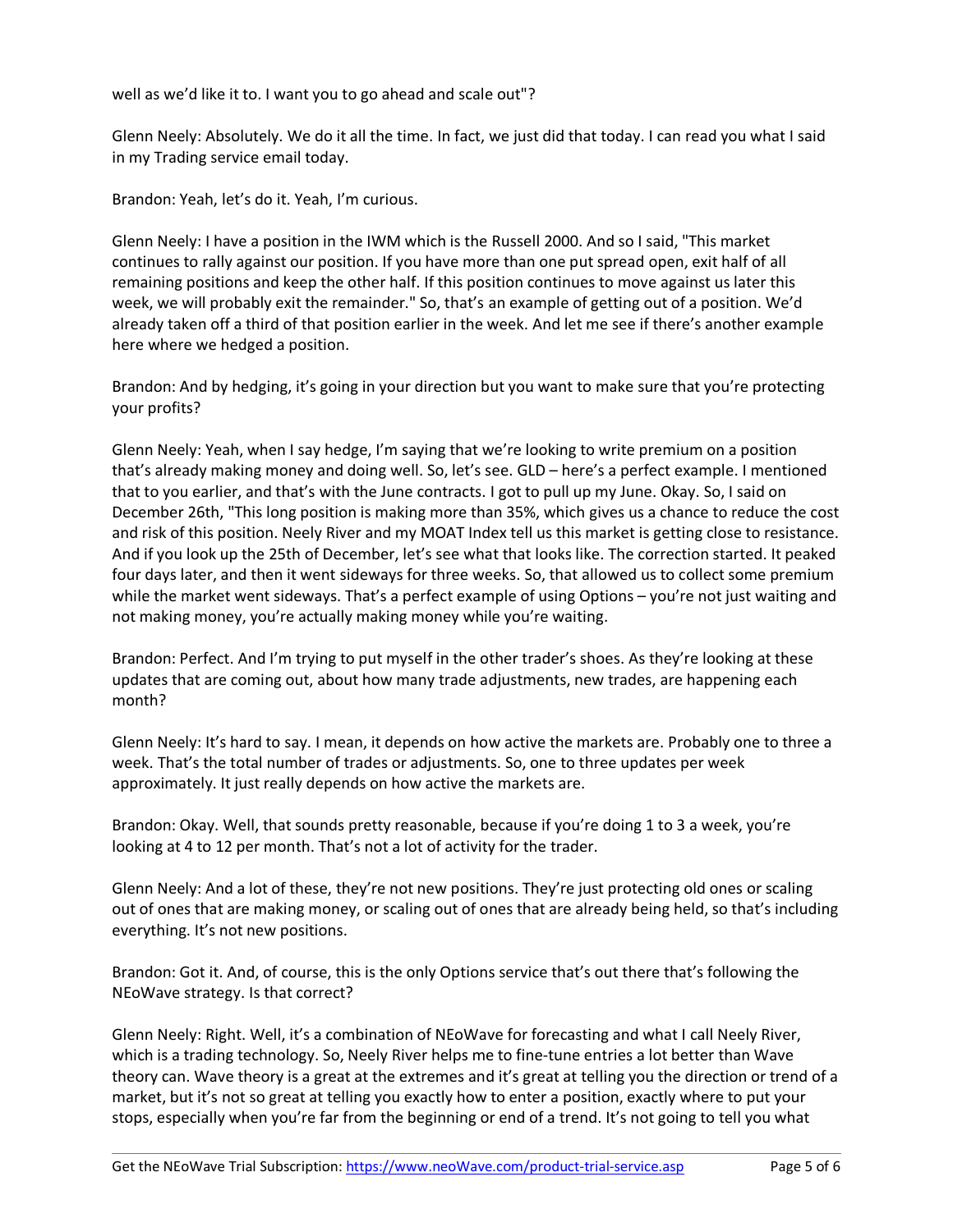well as we'd like it to. I want you to go ahead and scale out"?

Glenn Neely: Absolutely. We do it all the time. In fact, we just did that today. I can read you what I said in my Trading service email today.

Brandon: Yeah, let's do it. Yeah, I'm curious.

Glenn Neely: I have a position in the IWM which is the Russell 2000. And so I said, "This market continues to rally against our position. If you have more than one put spread open, exit half of all remaining positions and keep the other half. If this position continues to move against us later this week, we will probably exit the remainder." So, that's an example of getting out of a position. We'd already taken off a third of that position earlier in the week. And let me see if there's another example here where we hedged a position.

Brandon: And by hedging, it's going in your direction but you want to make sure that you're protecting your profits?

Glenn Neely: Yeah, when I say hedge, I'm saying that we're looking to write premium on a position that's already making money and doing well. So, let's see. GLD – here's a perfect example. I mentioned that to you earlier, and that's with the June contracts. I got to pull up my June. Okay. So, I said on December 26th, "This long position is making more than 35%, which gives us a chance to reduce the cost and risk of this position. Neely River and my MOAT Index tell us this market is getting close to resistance. And if you look up the 25th of December, let's see what that looks like. The correction started. It peaked four days later, and then it went sideways for three weeks. So, that allowed us to collect some premium while the market went sideways. That's a perfect example of using Options – you're not just waiting and not making money, you're actually making money while you're waiting.

Brandon: Perfect. And I'm trying to put myself in the other trader's shoes. As they're looking at these updates that are coming out, about how many trade adjustments, new trades, are happening each month?

Glenn Neely: It's hard to say. I mean, it depends on how active the markets are. Probably one to three a week. That's the total number of trades or adjustments. So, one to three updates per week approximately. It just really depends on how active the markets are.

Brandon: Okay. Well, that sounds pretty reasonable, because if you're doing 1 to 3 a week, you're looking at 4 to 12 per month. That's not a lot of activity for the trader.

Glenn Neely: And a lot of these, they're not new positions. They're just protecting old ones or scaling out of ones that are making money, or scaling out of ones that are already being held, so that's including everything. It's not new positions.

Brandon: Got it. And, of course, this is the only Options service that's out there that's following the NEoWave strategy. Is that correct?

Glenn Neely: Right. Well, it's a combination of NEoWave for forecasting and what I call Neely River, which is a trading technology. So, Neely River helps me to fine-tune entries a lot better than Wave theory can. Wave theory is a great at the extremes and it's great at telling you the direction or trend of a market, but it's not so great at telling you exactly how to enter a position, exactly where to put your stops, especially when you're far from the beginning or end of a trend. It's not going to tell you what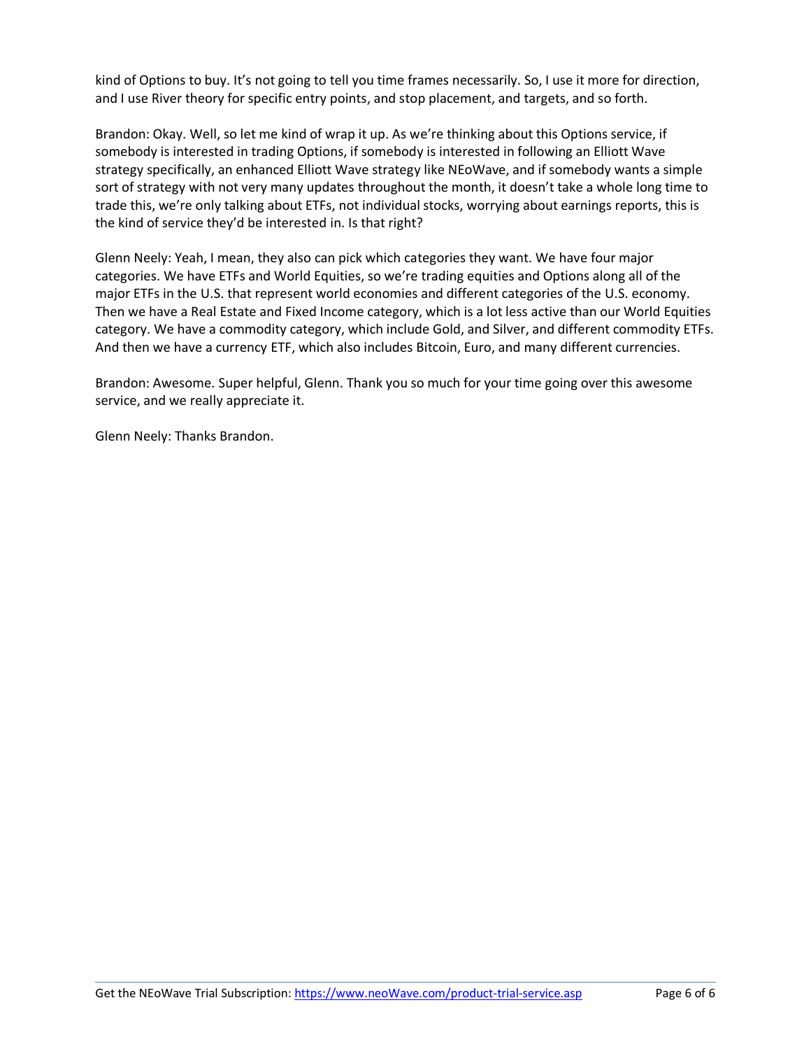kind of Options to buy. It's not going to tell you time frames necessarily. So, I use it more for direction, and I use River theory for specific entry points, and stop placement, and targets, and so forth.

Brandon: Okay. Well, so let me kind of wrap it up. As we're thinking about this Options service, if somebody is interested in trading Options, if somebody is interested in following an Elliott Wave strategy specifically, an enhanced Elliott Wave strategy like NEoWave, and if somebody wants a simple sort of strategy with not very many updates throughout the month, it doesn't take a whole long time to trade this, we're only talking about ETFs, not individual stocks, worrying about earnings reports, this is the kind of service they'd be interested in. Is that right?

Glenn Neely: Yeah, I mean, they also can pick which categories they want. We have four major categories. We have ETFs and World Equities, so we're trading equities and Options along all of the major ETFs in the U.S. that represent world economies and different categories of the U.S. economy. Then we have a Real Estate and Fixed Income category, which is a lot less active than our World Equities category. We have a commodity category, which include Gold, and Silver, and different commodity ETFs. And then we have a currency ETF, which also includes Bitcoin, Euro, and many different currencies.

Brandon: Awesome. Super helpful, Glenn. Thank you so much for your time going over this awesome service, and we really appreciate it.

Glenn Neely: Thanks Brandon.

Get the NEoWave Trial Subscription: https://www.neoWave.com/product-trial-service.asp